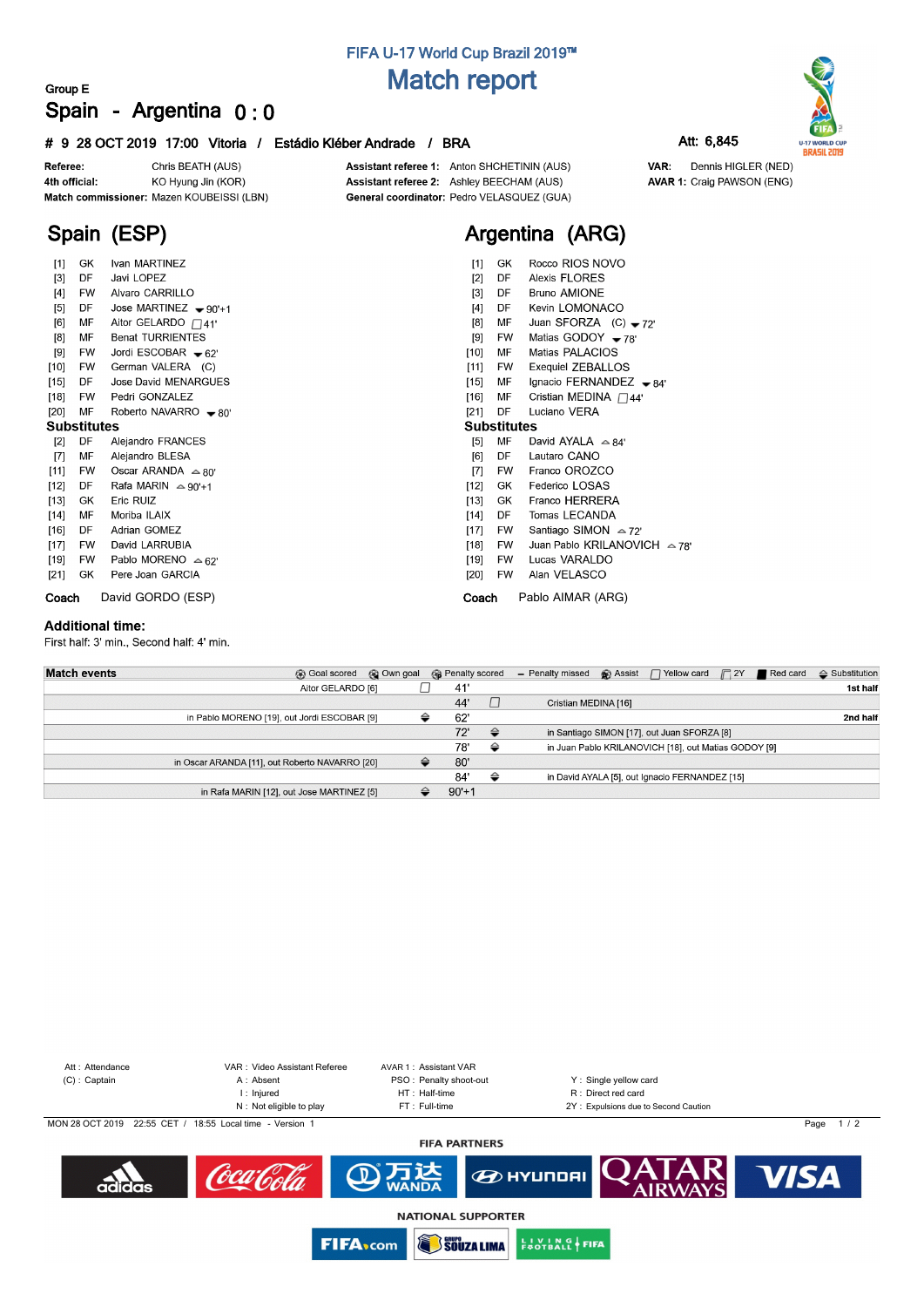FIFA U-17 World Cup Brazil 2019™

# Match report

Group E

## Spain - Argentina 0 : 0

**# 9 28 OCT 2019 17:00 Vitoria / Estádio Kléber Andrade / BRA**

Att: 6,845

**Referee:** Chris BEATH (AUS)
**4th official:** KO Hyung Jin (KOR)
**Match commissioner:** Mazen KOUBEISSI (LBN)
**Assistant referee 1:** Anton SHCHETININ (AUS)
**Assistant referee 2:** Ashley BEECHAM (AUS)
**General coordinator:** Pedro VELASQUEZ (GUA)
**VAR:** Dennis HIGLER (NED)
**AVAR 1:** Craig PAWSON (ENG)

## Spain (ESP)

| # | Pos | Player | Event |
|---|---|---|---|
| [1] | GK | Ivan MARTINEZ | |
| [3] | DF | Javi LOPEZ | |
| [4] | FW | Alvaro CARRILLO | |
| [5] | DF | Jose MARTINEZ | ▼ 90'+1 |
| [6] | MF | Aitor GELARDO | Yellow card 41' |
| [8] | MF | Benat TURRIENTES | |
| [9] | FW | Jordi ESCOBAR | ▼ 62' |
| [10] | FW | German VALERA (C) | |
| [15] | DF | Jose David MENARGUES | |
| [18] | FW | Pedri GONZALEZ | |
| [20] | MF | Roberto NAVARRO | ▼ 80' |

**Substitutes**

| # | Pos | Player | Event |
|---|---|---|---|
| [2] | DF | Alejandro FRANCES | |
| [7] | MF | Alejandro BLESA | |
| [11] | FW | Oscar ARANDA | ▲ 80' |
| [12] | DF | Rafa MARIN | ▲ 90'+1 |
| [13] | GK | Eric RUIZ | |
| [14] | MF | Moriba ILAIX | |
| [16] | DF | Adrian GOMEZ | |
| [17] | FW | David LARRUBIA | |
| [19] | FW | Pablo MORENO | ▲ 62' |
| [21] | GK | Pere Joan GARCIA | |

**Coach** David GORDO (ESP)

## Argentina (ARG)

| # | Pos | Player | Event |
|---|---|---|---|
| [1] | GK | Rocco RIOS NOVO | |
| [2] | DF | Alexis FLORES | |
| [3] | DF | Bruno AMIONE | |
| [4] | DF | Kevin LOMONACO | |
| [8] | MF | Juan SFORZA (C) | ▼ 72' |
| [9] | FW | Matias GODOY | ▼ 78' |
| [10] | MF | Matias PALACIOS | |
| [11] | FW | Exequiel ZEBALLOS | |
| [15] | MF | Ignacio FERNANDEZ | ▼ 84' |
| [16] | MF | Cristian MEDINA | Yellow card 44' |
| [21] | DF | Luciano VERA | |

**Substitutes**

| # | Pos | Player | Event |
|---|---|---|---|
| [5] | MF | David AYALA | ▲ 84' |
| [6] | DF | Lautaro CANO | |
| [7] | FW | Franco OROZCO | |
| [12] | GK | Federico LOSAS | |
| [13] | GK | Franco HERRERA | |
| [14] | DF | Tomas LECANDA | |
| [17] | FW | Santiago SIMON | ▲ 72' |
| [18] | FW | Juan Pablo KRILANOVICH | ▲ 78' |
| [19] | FW | Lucas VARALDO | |
| [20] | FW | Alan VELASCO | |

**Coach** Pablo AIMAR (ARG)

### Additional time:

First half: 3' min., Second half: 4' min.

### Match events

Goal scored · Own goal · Penalty scored · Penalty missed · Assist · Yellow card · 2Y · Red card · Substitution

| Spain | | Minute | | Argentina | |
|---|---|---|---|---|---|
| Aitor GELARDO [6] | Yellow card | 41' | | | 1st half |
| | | 44' | Yellow card | Cristian MEDINA [16] | |
| in Pablo MORENO [19], out Jordi ESCOBAR [9] | Substitution | 62' | | | 2nd half |
| | | 72' | Substitution | in Santiago SIMON [17], out Juan SFORZA [8] | |
| | | 78' | Substitution | in Juan Pablo KRILANOVICH [18], out Matias GODOY [9] | |
| in Oscar ARANDA [11], out Roberto NAVARRO [20] | Substitution | 80' | | | |
| | | 84' | Substitution | in David AYALA [5], out Ignacio FERNANDEZ [15] | |
| in Rafa MARIN [12], out Jose MARTINEZ [5] | Substitution | 90'+1 | | | |

Att : Attendance
(C) : Captain
VAR : Video Assistant Referee
A : Absent
I : Injured
N : Not eligible to play
AVAR 1 : Assistant VAR
PSO : Penalty shoot-out
HT : Half-time
FT : Full-time
Y : Single yellow card
R : Direct red card
2Y : Expulsions due to Second Caution

MON 28 OCT 2019 22:55 CET / 18:55 Local time - Version 1

FIFA PARTNERS

NATIONAL SUPPORTER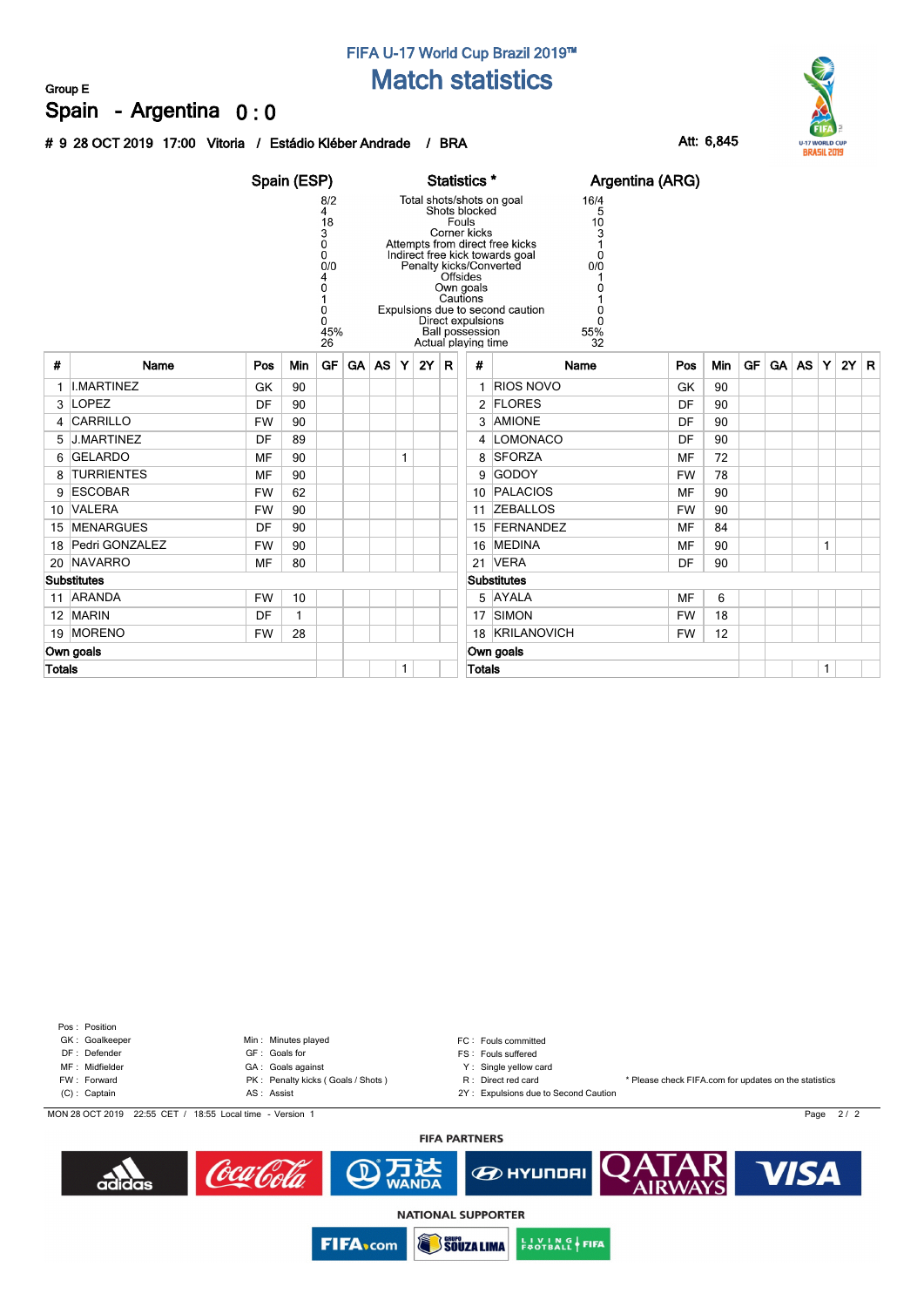FIFA U-17 World Cup Brazil 2019™

# Match statistics

Group E

## Spain - Argentina 0 : 0

# 9 28 OCT 2019 17:00 Vitoria / Estádio Kléber Andrade / BRA

Att: 6,845

| Spain (ESP) | Statistics * | Argentina (ARG) |
|---|---|---|
| 8/2 | Total shots/shots on goal | 16/4 |
| 4 | Shots blocked | 5 |
| 18 | Fouls | 10 |
| 3 | Corner kicks | 3 |
| 0 | Attempts from direct free kicks | 1 |
| 0 | Indirect free kick towards goal | 0 |
| 0/0 | Penalty kicks/Converted | 0/0 |
| 4 | Offsides | 1 |
| 0 | Own goals | 0 |
| 1 | Cautions | 1 |
| 0 | Expulsions due to second caution | 0 |
| 0 | Direct expulsions | 0 |
| 45% | Ball possession | 55% |
| 26 | Actual playing time | 32 |

| # | Name | Pos | Min | GF | GA | AS | Y | 2Y | R |
|---|---|---|---|---|---|---|---|---|---|
| 1 | I.MARTINEZ | GK | 90 | | | | | | |
| 3 | LOPEZ | DF | 90 | | | | | | |
| 4 | CARRILLO | FW | 90 | | | | | | |
| 5 | J.MARTINEZ | DF | 89 | | | | | | |
| 6 | GELARDO | MF | 90 | | | | 1 | | |
| 8 | TURRIENTES | MF | 90 | | | | | | |
| 9 | ESCOBAR | FW | 62 | | | | | | |
| 10 | VALERA | FW | 90 | | | | | | |
| 15 | MENARGUES | DF | 90 | | | | | | |
| 18 | Pedri GONZALEZ | FW | 90 | | | | | | |
| 20 | NAVARRO | MF | 80 | | | | | | |
| **Substitutes** | | | | | | | | | |
| 11 | ARANDA | FW | 10 | | | | | | |
| 12 | MARIN | DF | 1 | | | | | | |
| 19 | MORENO | FW | 28 | | | | | | |
| **Own goals** | | | | | | | | | |
| **Totals** | | | | | | | 1 | | |

| # | Name | Pos | Min | GF | GA | AS | Y | 2Y | R |
|---|---|---|---|---|---|---|---|---|---|
| 1 | RIOS NOVO | GK | 90 | | | | | | |
| 2 | FLORES | DF | 90 | | | | | | |
| 3 | AMIONE | DF | 90 | | | | | | |
| 4 | LOMONACO | DF | 90 | | | | | | |
| 8 | SFORZA | MF | 72 | | | | | | |
| 9 | GODOY | FW | 78 | | | | | | |
| 10 | PALACIOS | MF | 90 | | | | | | |
| 11 | ZEBALLOS | FW | 90 | | | | | | |
| 15 | FERNANDEZ | MF | 84 | | | | | | |
| 16 | MEDINA | MF | 90 | | | | 1 | | |
| 21 | VERA | DF | 90 | | | | | | |
| **Substitutes** | | | | | | | | | |
| 5 | AYALA | MF | 6 | | | | | | |
| 17 | SIMON | FW | 18 | | | | | | |
| 18 | KRILANOVICH | FW | 12 | | | | | | |
| **Own goals** | | | | | | | | | |
| **Totals** | | | | | | | 1 | | |

Pos : Position
GK : Goalkeeper
DF : Defender
MF : Midfielder
FW : Forward
(C) : Captain

Min : Minutes played
GF : Goals for
GA : Goals against
PK : Penalty kicks ( Goals / Shots )
AS : Assist

FC : Fouls committed
FS : Fouls suffered
Y : Single yellow card
R : Direct red card
2Y : Expulsions due to Second Caution

\* Please check FIFA.com for updates on the statistics

MON 28 OCT 2019 22:55 CET / 18:55 Local time - Version 1

FIFA PARTNERS

NATIONAL SUPPORTER